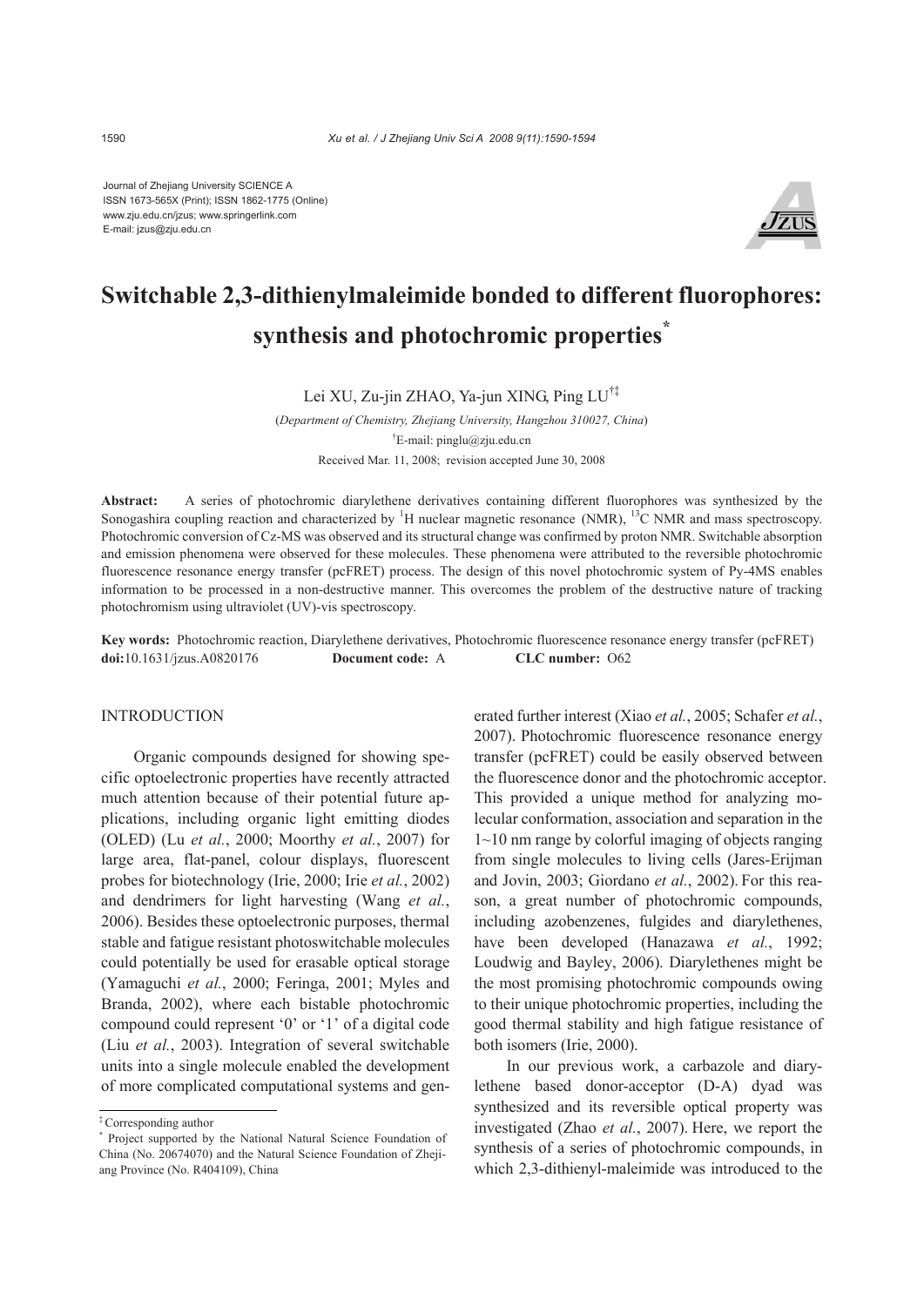Journal of Zhejiang University SCIENCE A
ISSN 1673-565X (Print); ISSN 1862-1775 (Online)
www.zju.edu.cn/jzus; www.springerlink.com
E-mail: jzus@zju.edu.cn

# Switchable 2,3-dithienylmaleimide bonded to different fluorophores: synthesis and photochromic properties*

Lei XU, Zu-jin ZHAO, Ya-jun XING, Ping LU[†‡]

(*Department of Chemistry, Zhejiang University, Hangzhou 310027, China*)

[†]E-mail: pinglu@zju.edu.cn

Received Mar. 11, 2008; revision accepted June 30, 2008

**Abstract:** A series of photochromic diarylethene derivatives containing different fluorophores was synthesized by the Sonogashira coupling reaction and characterized by $^1$H nuclear magnetic resonance (NMR), $^{13}$C NMR and mass spectroscopy. Photochromic conversion of Cz-MS was observed and its structural change was confirmed by proton NMR. Switchable absorption and emission phenomena were observed for these molecules. These phenomena were attributed to the reversible photochromic fluorescence resonance energy transfer (pcFRET) process. The design of this novel photochromic system of Py-4MS enables information to be processed in a non-destructive manner. This overcomes the problem of the destructive nature of tracking photochromism using ultraviolet (UV)-vis spectroscopy.

**Key words:** Photochromic reaction, Diarylethene derivatives, Photochromic fluorescence resonance energy transfer (pcFRET)
**doi:**10.1631/jzus.A0820176 **Document code:** A **CLC number:** O62

## INTRODUCTION

Organic compounds designed for showing specific optoelectronic properties have recently attracted much attention because of their potential future applications, including organic light emitting diodes (OLED) (Lu *et al.*, 2000; Moorthy *et al.*, 2007) for large area, flat-panel, colour displays, fluorescent probes for biotechnology (Irie, 2000; Irie *et al.*, 2002) and dendrimers for light harvesting (Wang *et al.*, 2006). Besides these optoelectronic purposes, thermal stable and fatigue resistant photoswitchable molecules could potentially be used for erasable optical storage (Yamaguchi *et al.*, 2000; Feringa, 2001; Myles and Branda, 2002), where each bistable photochromic compound could represent '0' or '1' of a digital code (Liu *et al.*, 2003). Integration of several switchable units into a single molecule enabled the development of more complicated computational systems and generated further interest (Xiao *et al.*, 2005; Schafer *et al.*, 2007). Photochromic fluorescence resonance energy transfer (pcFRET) could be easily observed between the fluorescence donor and the photochromic acceptor. This provided a unique method for analyzing molecular conformation, association and separation in the 1~10 nm range by colorful imaging of objects ranging from single molecules to living cells (Jares-Erijman and Jovin, 2003; Giordano *et al.*, 2002). For this reason, a great number of photochromic compounds, including azobenzenes, fulgides and diarylethenes, have been developed (Hanazawa *et al.*, 1992; Loudwig and Bayley, 2006). Diarylethenes might be the most promising photochromic compounds owing to their unique photochromic properties, including the good thermal stability and high fatigue resistance of both isomers (Irie, 2000).

In our previous work, a carbazole and diarylethene based donor-acceptor (D-A) dyad was synthesized and its reversible optical property was investigated (Zhao *et al.*, 2007). Here, we report the synthesis of a series of photochromic compounds, in which 2,3-dithienyl-maleimide was introduced to the

---

[‡] Corresponding author

[*] Project supported by the National Natural Science Foundation of China (No. 20674070) and the Natural Science Foundation of Zhejiang Province (No. R404109), China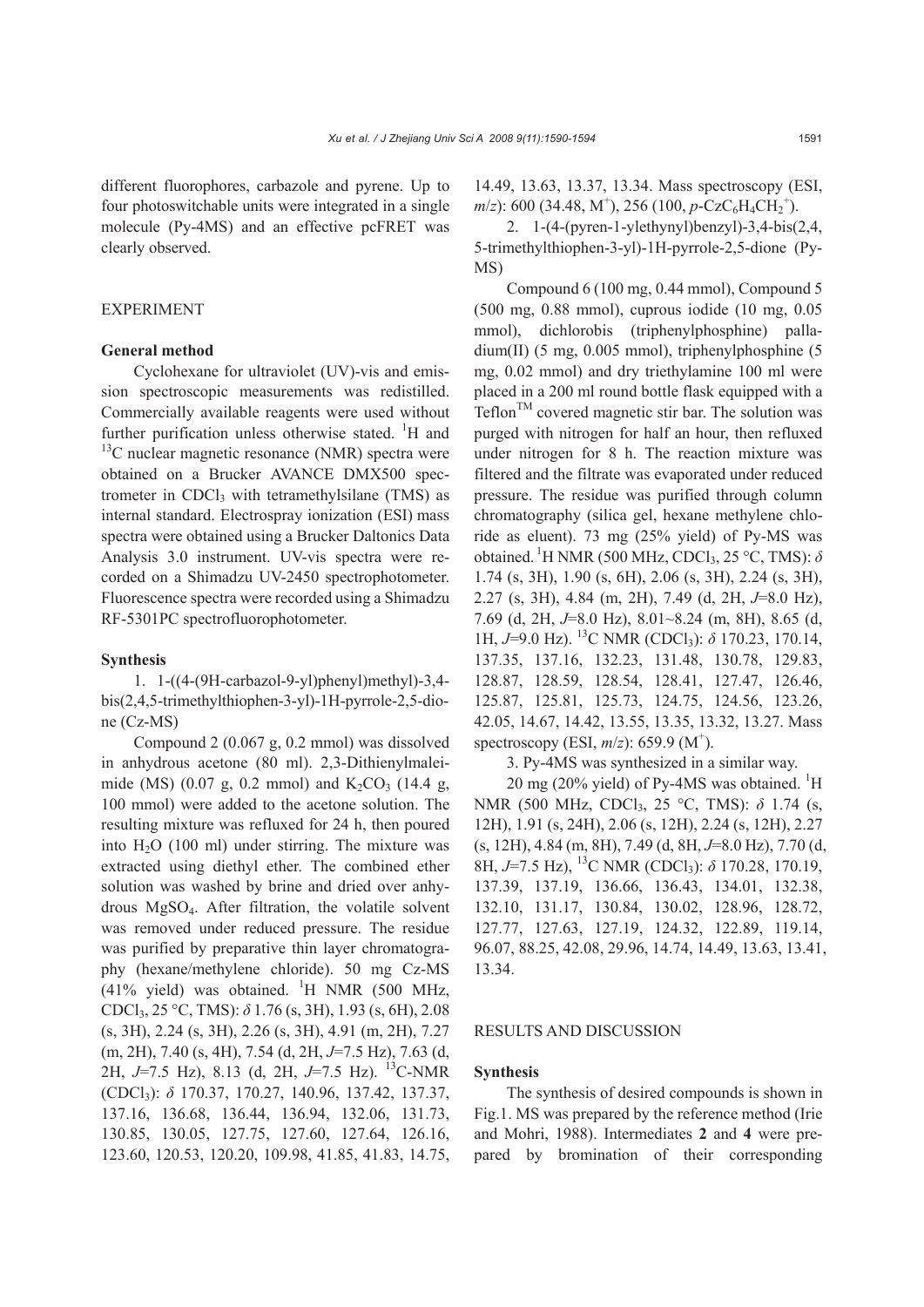different fluorophores, carbazole and pyrene. Up to four photoswitchable units were integrated in a single molecule (Py-4MS) and an effective pcFRET was clearly observed.

## EXPERIMENT

### General method

Cyclohexane for ultraviolet (UV)-vis and emission spectroscopic measurements was redistilled. Commercially available reagents were used without further purification unless otherwise stated. $^{1}$H and $^{13}$C nuclear magnetic resonance (NMR) spectra were obtained on a Brucker AVANCE DMX500 spectrometer in $CDCl_3$ with tetramethylsilane (TMS) as internal standard. Electrospray ionization (ESI) mass spectra were obtained using a Brucker Daltonics Data Analysis 3.0 instrument. UV-vis spectra were recorded on a Shimadzu UV-2450 spectrophotometer. Fluorescence spectra were recorded using a Shimadzu RF-5301PC spectrofluorophotometer.

### Synthesis

1. 1-((4-(9H-carbazol-9-yl)phenyl)methyl)-3,4-bis(2,4,5-trimethylthiophen-3-yl)-1H-pyrrole-2,5-dione (Cz-MS)

Compound 2 (0.067 g, 0.2 mmol) was dissolved in anhydrous acetone (80 ml). 2,3-Dithienylmaleimide (MS) (0.07 g, 0.2 mmol) and $K_2CO_3$ (14.4 g, 100 mmol) were added to the acetone solution. The resulting mixture was refluxed for 24 h, then poured into $H_2O$ (100 ml) under stirring. The mixture was extracted using diethyl ether. The combined ether solution was washed by brine and dried over anhydrous $MgSO_4$. After filtration, the volatile solvent was removed under reduced pressure. The residue was purified by preparative thin layer chromatography (hexane/methylene chloride). 50 mg Cz-MS (41% yield) was obtained. $^{1}$H NMR (500 MHz, $CDCl_3$, 25 °C, TMS): $\delta$ 1.76 (s, 3H), 1.93 (s, 6H), 2.08 (s, 3H), 2.24 (s, 3H), 2.26 (s, 3H), 4.91 (m, 2H), 7.27 (m, 2H), 7.40 (s, 4H), 7.54 (d, 2H, $J$=7.5 Hz), 7.63 (d, 2H, $J$=7.5 Hz), 8.13 (d, 2H, $J$=7.5 Hz). $^{13}$C-NMR ($CDCl_3$): $\delta$ 170.37, 170.27, 140.96, 137.42, 137.37, 137.16, 136.68, 136.44, 136.94, 132.06, 131.73, 130.85, 130.05, 127.75, 127.60, 127.64, 126.16, 123.60, 120.53, 120.20, 109.98, 41.85, 41.83, 14.75, 14.49, 13.63, 13.37, 13.34. Mass spectroscopy (ESI, $m/z$): 600 (34.48, $M^+$), 256 (100, $p$-$CzC_6H_4CH_2^+$).

2. 1-(4-(pyren-1-ylethynyl)benzyl)-3,4-bis(2,4,5-trimethylthiophen-3-yl)-1H-pyrrole-2,5-dione (Py-MS)

Compound 6 (100 mg, 0.44 mmol), Compound 5 (500 mg, 0.88 mmol), cuprous iodide (10 mg, 0.05 mmol), dichlorobis (triphenylphosphine) palladium(II) (5 mg, 0.005 mmol), triphenylphosphine (5 mg, 0.02 mmol) and dry triethylamine 100 ml were placed in a 200 ml round bottle flask equipped with a Teflon$^{TM}$ covered magnetic stir bar. The solution was purged with nitrogen for half an hour, then refluxed under nitrogen for 8 h. The reaction mixture was filtered and the filtrate was evaporated under reduced pressure. The residue was purified through column chromatography (silica gel, hexane methylene chloride as eluent). 73 mg (25% yield) of Py-MS was obtained. $^{1}$H NMR (500 MHz, $CDCl_3$, 25 °C, TMS): $\delta$ 1.74 (s, 3H), 1.90 (s, 6H), 2.06 (s, 3H), 2.24 (s, 3H), 2.27 (s, 3H), 4.84 (m, 2H), 7.49 (d, 2H, $J$=8.0 Hz), 7.69 (d, 2H, $J$=8.0 Hz), 8.01~8.24 (m, 8H), 8.65 (d, 1H, $J$=9.0 Hz). $^{13}$C NMR ($CDCl_3$): $\delta$ 170.23, 170.14, 137.35, 137.16, 132.23, 131.48, 130.78, 129.83, 128.87, 128.59, 128.54, 128.41, 127.47, 126.46, 125.87, 125.81, 125.73, 124.75, 124.56, 123.26, 42.05, 14.67, 14.42, 13.55, 13.35, 13.32, 13.27. Mass spectroscopy (ESI, $m/z$): 659.9 ($M^+$).

3. Py-4MS was synthesized in a similar way.

20 mg (20% yield) of Py-4MS was obtained. $^{1}$H NMR (500 MHz, $CDCl_3$, 25 °C, TMS): $\delta$ 1.74 (s, 12H), 1.91 (s, 24H), 2.06 (s, 12H), 2.24 (s, 12H), 2.27 (s, 12H), 4.84 (m, 8H), 7.49 (d, 8H, $J$=8.0 Hz), 7.70 (d, 8H, $J$=7.5 Hz), $^{13}$C NMR ($CDCl_3$): $\delta$ 170.28, 170.19, 137.39, 137.19, 136.66, 136.43, 134.01, 132.38, 132.10, 131.17, 130.84, 130.02, 128.96, 128.72, 127.77, 127.63, 127.19, 124.32, 122.89, 119.14, 96.07, 88.25, 42.08, 29.96, 14.74, 14.49, 13.63, 13.41, 13.34.

## RESULTS AND DISCUSSION

### Synthesis

The synthesis of desired compounds is shown in Fig.1. MS was prepared by the reference method (Irie and Mohri, 1988). Intermediates **2** and **4** were prepared by bromination of their corresponding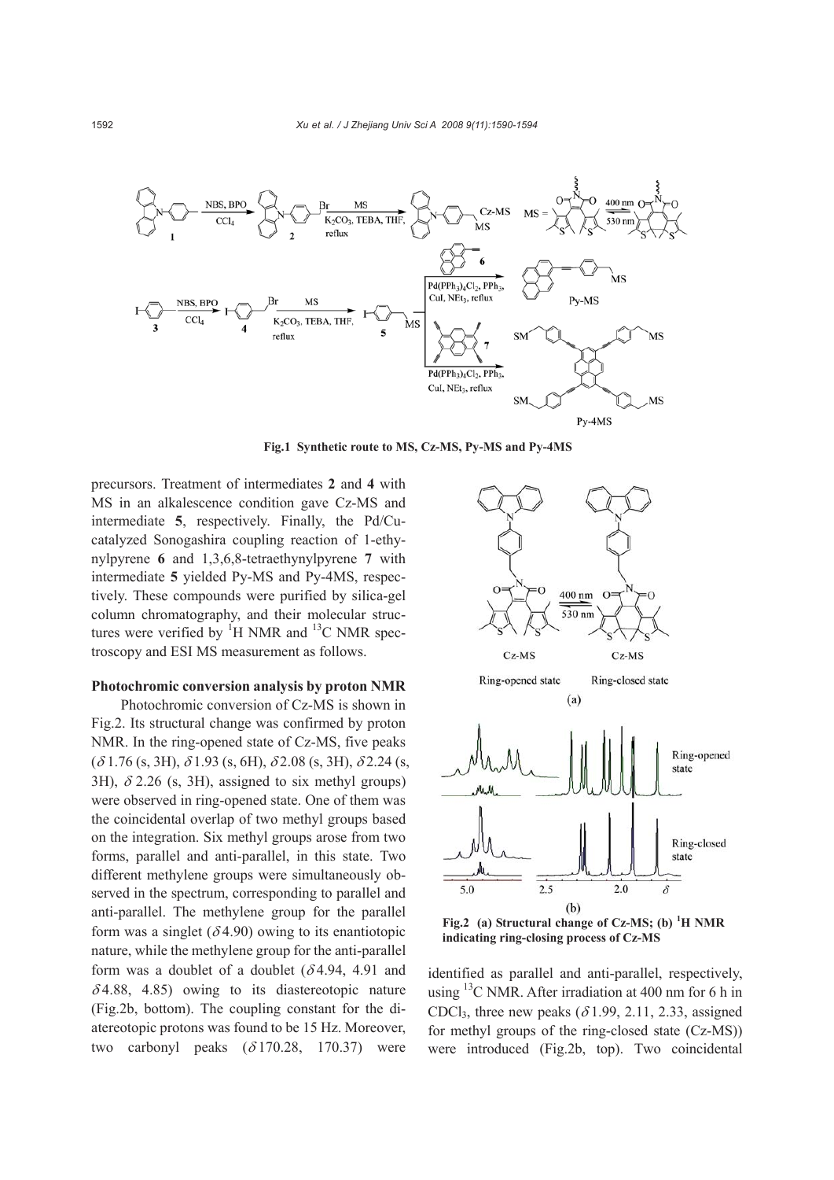**Fig.1 Synthetic route to MS, Cz-MS, Py-MS and Py-4MS**

precursors. Treatment of intermediates **2** and **4** with MS in an alkalescence condition gave Cz-MS and intermediate **5**, respectively. Finally, the Pd/Cu-catalyzed Sonogashira coupling reaction of 1-ethynylpyrene **6** and 1,3,6,8-tetraethynylpyrene **7** with intermediate **5** yielded Py-MS and Py-4MS, respectively. These compounds were purified by silica-gel column chromatography, and their molecular structures were verified by $^{1}$H NMR and $^{13}$C NMR spectroscopy and ESI MS measurement as follows.

**Photochromic conversion analysis by proton NMR**

Photochromic conversion of Cz-MS is shown in Fig.2. Its structural change was confirmed by proton NMR. In the ring-opened state of Cz-MS, five peaks ($\delta$ 1.76 (s, 3H), $\delta$ 1.93 (s, 6H), $\delta$ 2.08 (s, 3H), $\delta$ 2.24 (s, 3H), $\delta$ 2.26 (s, 3H), assigned to six methyl groups) were observed in ring-opened state. One of them was the coincidental overlap of two methyl groups based on the integration. Six methyl groups arose from two forms, parallel and anti-parallel, in this state. Two different methylene groups were simultaneously observed in the spectrum, corresponding to parallel and anti-parallel. The methylene group for the parallel form was a singlet ($\delta$ 4.90) owing to its enantiotopic nature, while the methylene group for the anti-parallel form was a doublet of a doublet ($\delta$ 4.94, 4.91 and $\delta$ 4.88, 4.85) owing to its diastereotopic nature (Fig.2b, bottom). The coupling constant for the diatereotopic protons was found to be 15 Hz. Moreover, two carbonyl peaks ($\delta$ 170.28, 170.37) were identified as parallel and anti-parallel, respectively, using $^{13}$C NMR. After irradiation at 400 nm for 6 h in $CDCl_3$, three new peaks ($\delta$ 1.99, 2.11, 2.33, assigned for methyl groups of the ring-closed state (Cz-MS)) were introduced (Fig.2b, top). Two coincidental

**Fig.2 (a) Structural change of Cz-MS; (b) $^{1}$H NMR indicating ring-closing process of Cz-MS**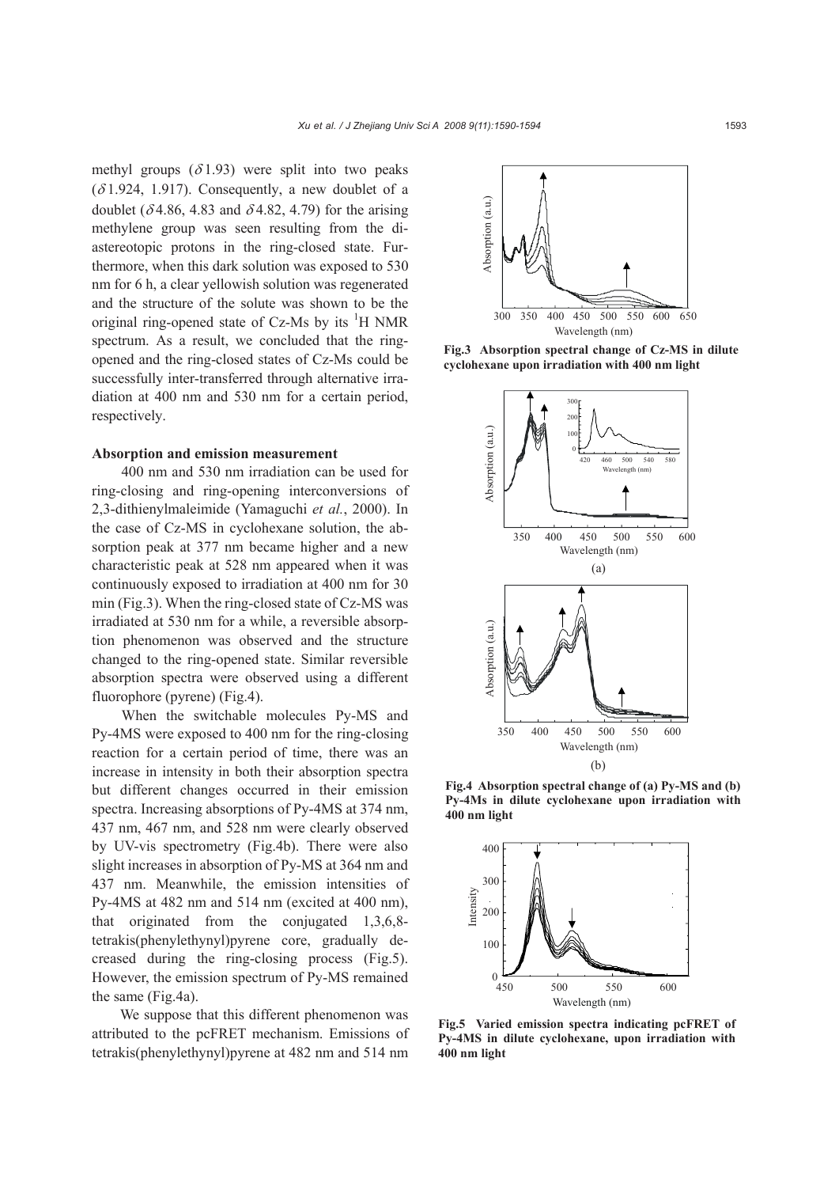methyl groups ($\delta$1.93) were split into two peaks ($\delta$1.924, 1.917). Consequently, a new doublet of a doublet ($\delta$4.86, 4.83 and $\delta$4.82, 4.79) for the arising methylene group was seen resulting from the diastereotopic protons in the ring-closed state. Furthermore, when this dark solution was exposed to 530 nm for 6 h, a clear yellowish solution was regenerated and the structure of the solute was shown to be the original ring-opened state of Cz-Ms by its $^{1}$H NMR spectrum. As a result, we concluded that the ring-opened and the ring-closed states of Cz-Ms could be successfully inter-transferred through alternative irradiation at 400 nm and 530 nm for a certain period, respectively.

**Absorption and emission measurement**

400 nm and 530 nm irradiation can be used for ring-closing and ring-opening interconversions of 2,3-dithienylmaleimide (Yamaguchi *et al.*, 2000). In the case of Cz-MS in cyclohexane solution, the absorption peak at 377 nm became higher and a new characteristic peak at 528 nm appeared when it was continuously exposed to irradiation at 400 nm for 30 min (Fig.3). When the ring-closed state of Cz-MS was irradiated at 530 nm for a while, a reversible absorption phenomenon was observed and the structure changed to the ring-opened state. Similar reversible absorption spectra were observed using a different fluorophore (pyrene) (Fig.4).

When the switchable molecules Py-MS and Py-4MS were exposed to 400 nm for the ring-closing reaction for a certain period of time, there was an increase in intensity in both their absorption spectra but different changes occurred in their emission spectra. Increasing absorptions of Py-4MS at 374 nm, 437 nm, 467 nm, and 528 nm were clearly observed by UV-vis spectrometry (Fig.4b). There were also slight increases in absorption of Py-MS at 364 nm and 437 nm. Meanwhile, the emission intensities of Py-4MS at 482 nm and 514 nm (excited at 400 nm), that originated from the conjugated 1,3,6,8-tetrakis(phenylethynyl)pyrene core, gradually decreased during the ring-closing process (Fig.5). However, the emission spectrum of Py-MS remained the same (Fig.4a).

We suppose that this different phenomenon was attributed to the pcFRET mechanism. Emissions of tetrakis(phenylethynyl)pyrene at 482 nm and 514 nm

**Fig.3 Absorption spectral change of Cz-MS in dilute cyclohexane upon irradiation with 400 nm light**

**Fig.4 Absorption spectral change of (a) Py-MS and (b) Py-4Ms in dilute cyclohexane upon irradiation with 400 nm light**

**Fig.5 Varied emission spectra indicating pcFRET of Py-4MS in dilute cyclohexane, upon irradiation with 400 nm light**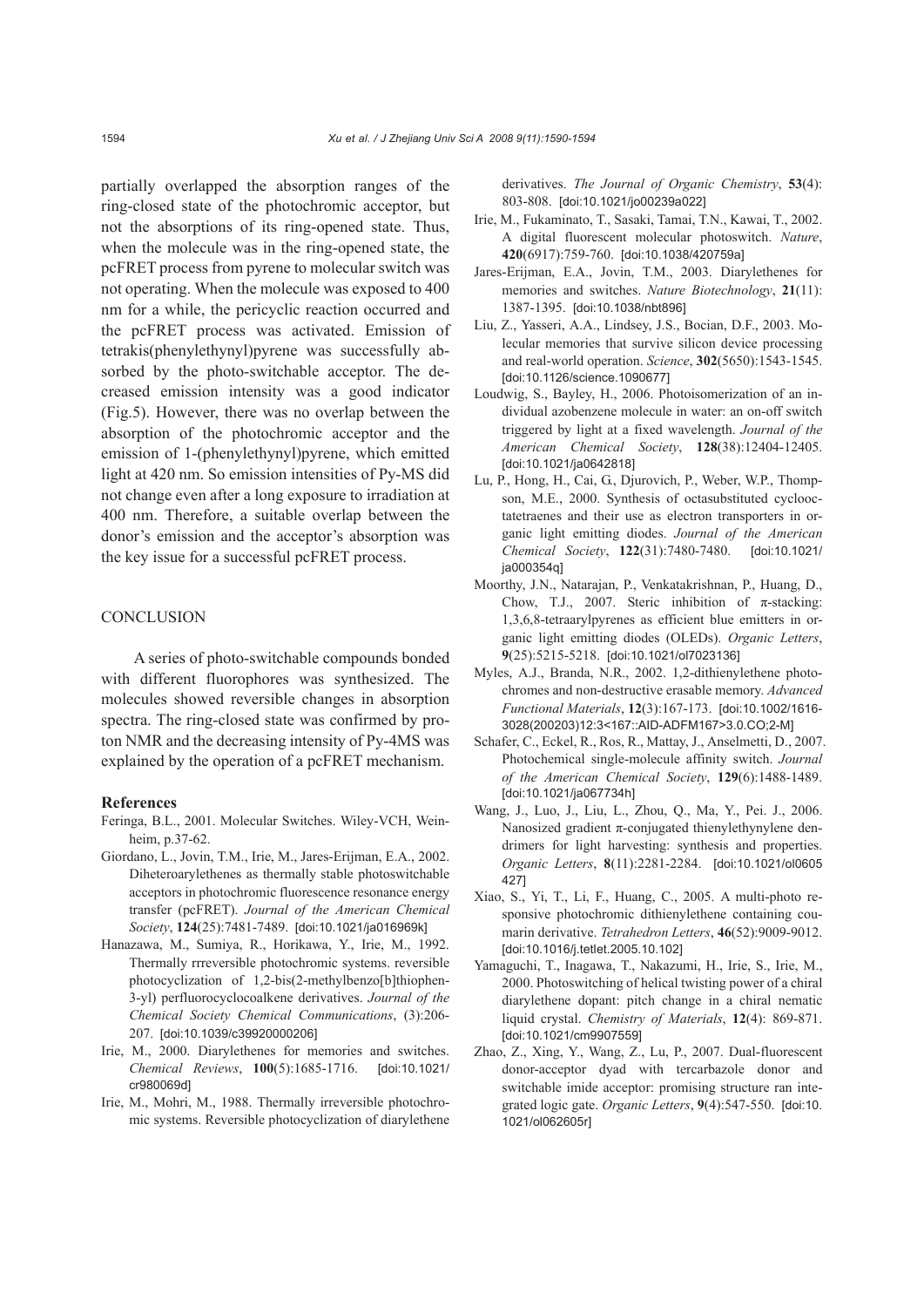partially overlapped the absorption ranges of the ring-closed state of the photochromic acceptor, but not the absorptions of its ring-opened state. Thus, when the molecule was in the ring-opened state, the pcFRET process from pyrene to molecular switch was not operating. When the molecule was exposed to 400 nm for a while, the pericyclic reaction occurred and the pcFRET process was activated. Emission of tetrakis(phenylethynyl)pyrene was successfully absorbed by the photo-switchable acceptor. The decreased emission intensity was a good indicator (Fig.5). However, there was no overlap between the absorption of the photochromic acceptor and the emission of 1-(phenylethynyl)pyrene, which emitted light at 420 nm. So emission intensities of Py-MS did not change even after a long exposure to irradiation at 400 nm. Therefore, a suitable overlap between the donor's emission and the acceptor's absorption was the key issue for a successful pcFRET process.

## CONCLUSION

A series of photo-switchable compounds bonded with different fluorophores was synthesized. The molecules showed reversible changes in absorption spectra. The ring-closed state was confirmed by proton NMR and the decreasing intensity of Py-4MS was explained by the operation of a pcFRET mechanism.

### References

Feringa, B.L., 2001. Molecular Switches. Wiley-VCH, Weinheim, p.37-62.

Giordano, L., Jovin, T.M., Irie, M., Jares-Erijman, E.A., 2002. Diheteroarylethenes as thermally stable photoswitchable acceptors in photochromic fluorescence resonance energy transfer (pcFRET). *Journal of the American Chemical Society*, **124**(25):7481-7489. [doi:10.1021/ja016969k]

Hanazawa, M., Sumiya, R., Horikawa, Y., Irie, M., 1992. Thermally rrreversible photochromic systems. reversible photocyclization of 1,2-bis(2-methylbenzo[b]thiophen-3-yl) perfluorocyclocoalkene derivatives. *Journal of the Chemical Society Chemical Communications*, (3):206-207. [doi:10.1039/c39920000206]

Irie, M., 2000. Diarylethenes for memories and switches. *Chemical Reviews*, **100**(5):1685-1716. [doi:10.1021/cr980069d]

Irie, M., Mohri, M., 1988. Thermally irreversible photochromic systems. Reversible photocyclization of diarylethene derivatives. *The Journal of Organic Chemistry*, **53**(4): 803-808. [doi:10.1021/jo00239a022]

Irie, M., Fukaminato, T., Sasaki, Tamai, T.N., Kawai, T., 2002. A digital fluorescent molecular photoswitch. *Nature*, **420**(6917):759-760. [doi:10.1038/420759a]

Jares-Erijman, E.A., Jovin, T.M., 2003. Diarylethenes for memories and switches. *Nature Biotechnology*, **21**(11): 1387-1395. [doi:10.1038/nbt896]

Liu, Z., Yasseri, A.A., Lindsey, J.S., Bocian, D.F., 2003. Molecular memories that survive silicon device processing and real-world operation. *Science*, **302**(5650):1543-1545. [doi:10.1126/science.1090677]

Loudwig, S., Bayley, H., 2006. Photoisomerization of an individual azobenzene molecule in water: an on-off switch triggered by light at a fixed wavelength. *Journal of the American Chemical Society*, **128**(38):12404-12405. [doi:10.1021/ja0642818]

Lu, P., Hong, H., Cai, G., Djurovich, P., Weber, W.P., Thompson, M.E., 2000. Synthesis of octasubstituted cyclooctatetraenes and their use as electron transporters in organic light emitting diodes. *Journal of the American Chemical Society*, **122**(31):7480-7480. [doi:10.1021/ja000354q]

Moorthy, J.N., Natarajan, P., Venkatakrishnan, P., Huang, D., Chow, T.J., 2007. Steric inhibition of π-stacking: 1,3,6,8-tetraarylpyrenes as efficient blue emitters in organic light emitting diodes (OLEDs). *Organic Letters*, **9**(25):5215-5218. [doi:10.1021/ol7023136]

Myles, A.J., Branda, N.R., 2002. 1,2-dithienylethene photochromes and non-destructive erasable memory. *Advanced Functional Materials*, **12**(3):167-173. [doi:10.1002/1616-3028(200203)12:3<167::AID-ADFM167>3.0.CO;2-M]

Schafer, C., Eckel, R., Ros, R., Mattay, J., Anselmetti, D., 2007. Photochemical single-molecule affinity switch. *Journal of the American Chemical Society*, **129**(6):1488-1489. [doi:10.1021/ja067734h]

Wang, J., Luo, J., Liu, L., Zhou, Q., Ma, Y., Pei. J., 2006. Nanosized gradient π-conjugated thienylethynylene dendrimers for light harvesting: synthesis and properties. *Organic Letters*, **8**(11):2281-2284. [doi:10.1021/ol0605427]

Xiao, S., Yi, T., Li, F., Huang, C., 2005. A multi-photo responsive photochromic dithienylethene containing coumarin derivative. *Tetrahedron Letters*, **46**(52):9009-9012. [doi:10.1016/j.tetlet.2005.10.102]

Yamaguchi, T., Inagawa, T., Nakazumi, H., Irie, S., Irie, M., 2000. Photoswitching of helical twisting power of a chiral diarylethene dopant: pitch change in a chiral nematic liquid crystal. *Chemistry of Materials*, **12**(4): 869-871. [doi:10.1021/cm9907559]

Zhao, Z., Xing, Y., Wang, Z., Lu, P., 2007. Dual-fluorescent donor-acceptor dyad with tercarbazole donor and switchable imide acceptor: promising structure ran integrated logic gate. *Organic Letters*, **9**(4):547-550. [doi:10.1021/ol062605r]